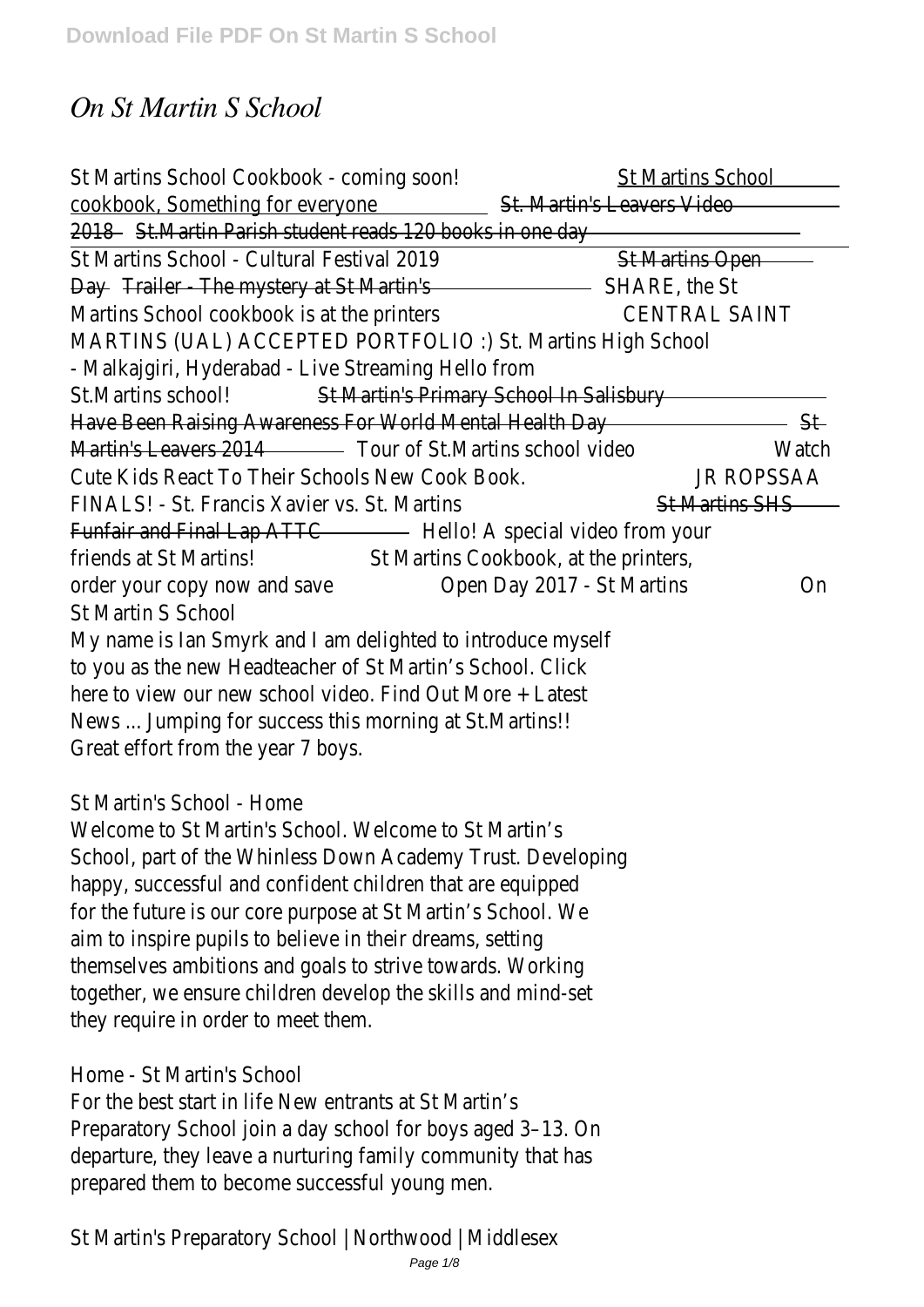# *On St Martin S School*

St Martins School Cookbook - coming soon! St Martins School cookbook, Something for everyone St. Martin's Leavers Video 2018 St.Martin Parish student reads 120 books in one day

St Martins School - Cultural Festival 2019 St Martins Open Day Trailer - The mystery at St Martin's SHARE, the St Martins School cookbook is at the printers CENTRAL SAINT MARTINS (UAL) ACCEPTED PORTFOLIO :) St. Martins High School - Malkajgiri, Hyderabad - Live Streaming Hello from St.Martins school! St Martin's Primary School In Salisbury Have Been Raising Awareness For World Mental Health Day St Martin's Leavers 2014 Tour of St.Martins school video Watch Cute Kids React To Their Schools New Cook Book. JR ROPSSAA FINALS! - St. Francis Xavier vs. St. Martins St Martins SHS Funfair and Final Lap ATTC Hello! A special video from your friends at St Martins! St Martins Cookbook, at the printers, order your copy now and save Open Day 2017 - St Martins On St Martin S School

My name is Ian Smyrk and I am delighted to introduce myself to you as the new Headteacher of St Martin's School. Click here to view our new school video. Find Out More + Latest News ... Jumping for success this morning at St.Martins!! Great effort from the year 7 boys.

St Martin's School - Home

Welcome to St Martin's School. Welcome to St Martin's School, part of the Whinless Down Academy Trust. Developing happy, successful and confident children that are equipped for the future is our core purpose at St Martin's School. We aim to inspire pupils to believe in their dreams, setting themselves ambitions and goals to strive towards. Working together, we ensure children develop the skills and mind-set they require in order to meet them.

Home - St Martin's School

For the best start in life New entrants at St Martin's Preparatory School join a day school for boys aged 3–13. On departure, they leave a nurturing family community that has prepared them to become successful young men.

St Martin's Preparatory School | Northwood | Middlesex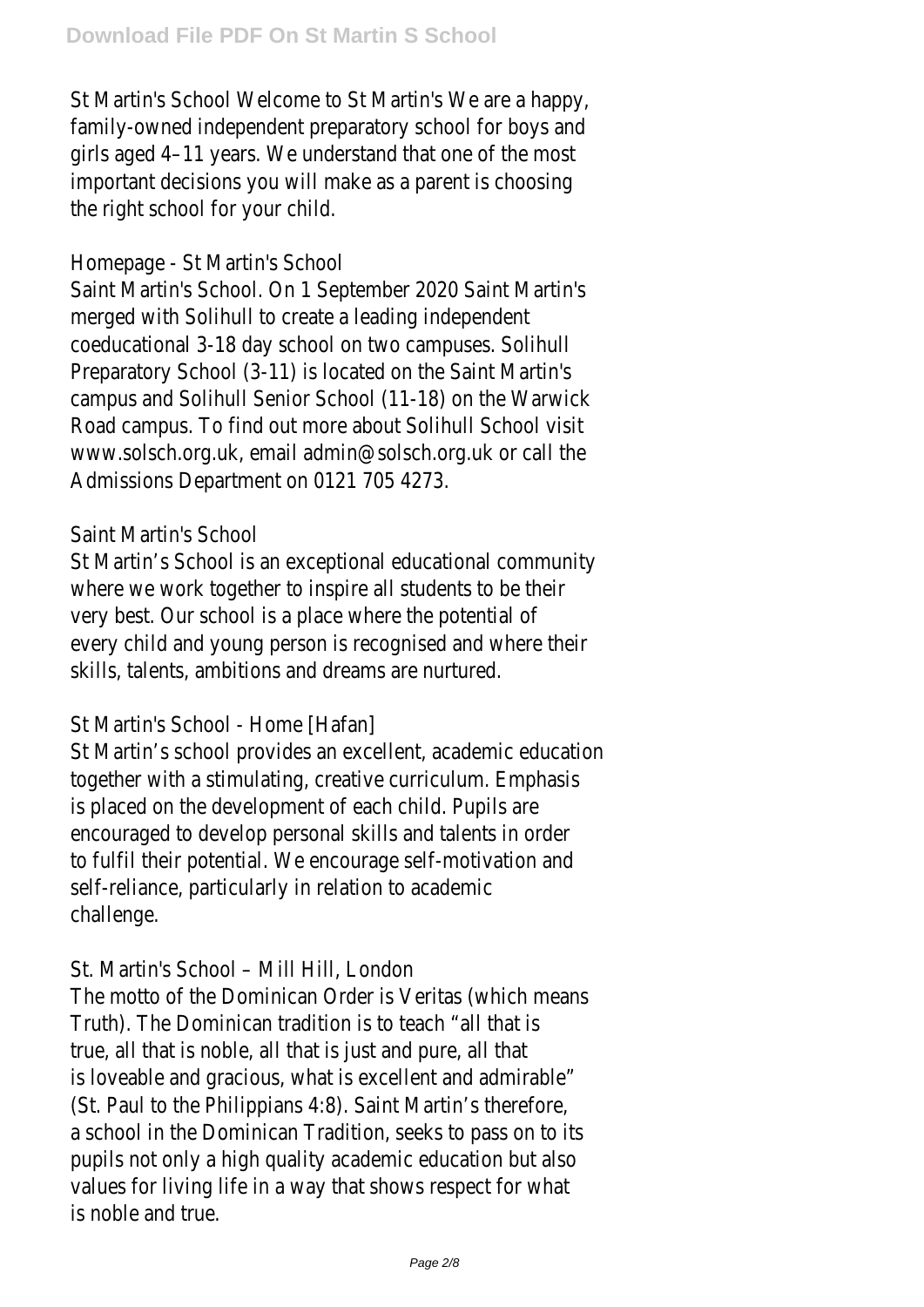St Martin's School Welcome to St Martin's We are a happy, family-owned independent preparatory school for boys and girls aged 4–11 years. We understand that one of the most important decisions you will make as a parent is choosing the right school for your child.

Homepage - St Martin's School

Saint Martin's School. On 1 September 2020 Saint Martin's merged with Solihull to create a leading independent coeducational 3-18 day school on two campuses. Solihull Preparatory School (3-11) is located on the Saint Martin's campus and Solihull Senior School (11-18) on the Warwick Road campus. To find out more about Solihull School visit www.solsch.org.uk, email admin@solsch.org.uk or call the Admissions Department on 0121 705 4273.

Saint Martin's School

St Martin's School is an exceptional educational community where we work together to inspire all students to be their very best. Our school is a place where the potential of every child and young person is recognised and where their skills, talents, ambitions and dreams are nurtured.

St Martin's School - Home [Hafan]

St Martin's school provides an excellent, academic education together with a stimulating, creative curriculum. Emphasis is placed on the development of each child. Pupils are encouraged to develop personal skills and talents in order to fulfil their potential. We encourage self-motivation and self-reliance, particularly in relation to academic challenge.

St. Martin's School – Mill Hill, London

The motto of the Dominican Order is Veritas (which means Truth). The Dominican tradition is to teach "all that is true, all that is noble, all that is just and pure, all that is loveable and gracious, what is excellent and admirable" (St. Paul to the Philippians 4:8). Saint Martin's therefore, a school in the Dominican Tradition, seeks to pass on to its pupils not only a high quality academic education but also values for living life in a way that shows respect for what is noble and true.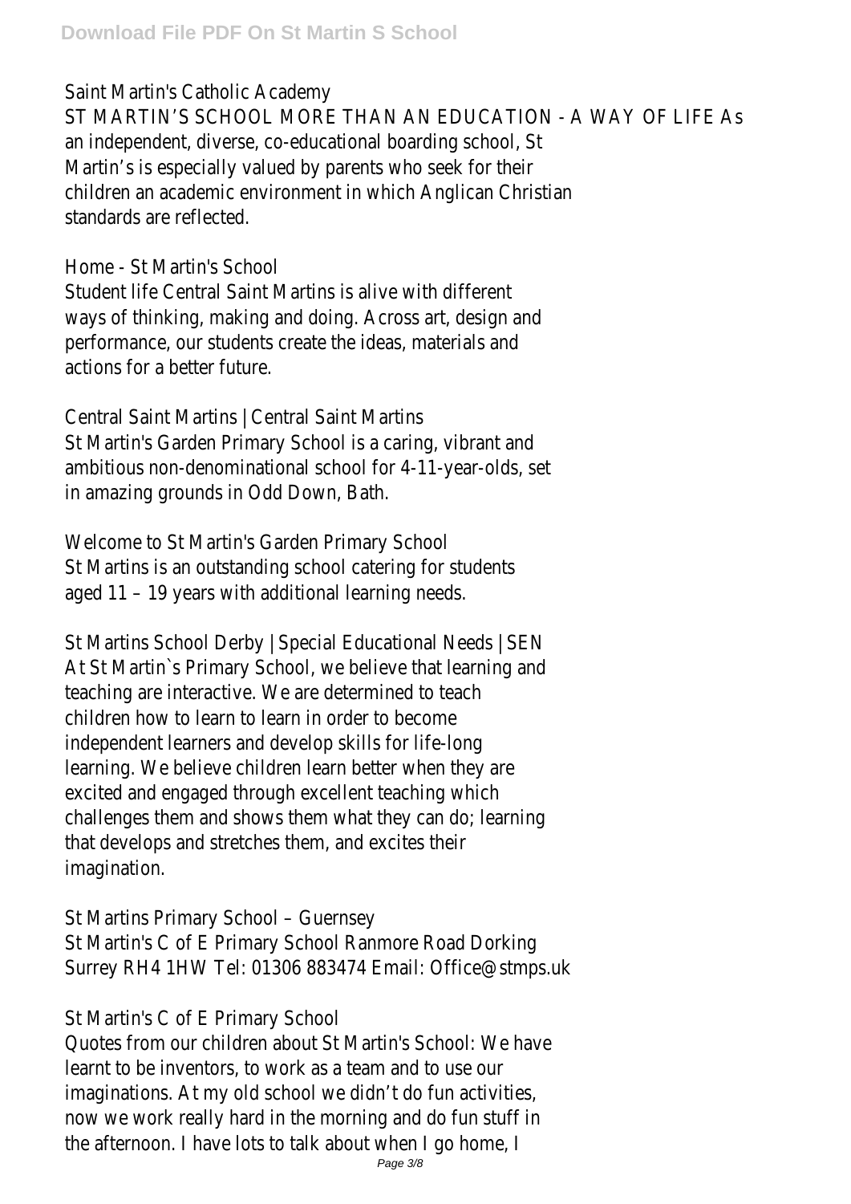Saint Martin's Catholic Academy

ST MARTIN'S SCHOOL MORE THAN AN EDUCATION - A WAY OF LIFE As an independent, diverse, co-educational boarding school, St Martin's is especially valued by parents who seek for their children an academic environment in which Anglican Christian standards are reflected.

Home - St Martin's School

Student life Central Saint Martins is alive with different ways of thinking, making and doing. Across art, design and performance, our students create the ideas, materials and actions for a better future.

Central Saint Martins | Central Saint Martins

St Martin's Garden Primary School is a caring, vibrant and ambitious non-denominational school for 4-11-year-olds, set in amazing grounds in Odd Down, Bath.

Welcome to St Martin's Garden Primary School

St Martins is an outstanding school catering for students aged 11 – 19 years with additional learning needs.

St Martins School Derby | Special Educational Needs | SEN

At St Martin`s Primary School, we believe that learning and teaching are interactive. We are determined to teach children how to learn to learn in order to become independent learners and develop skills for life-long learning. We believe children learn better when they are excited and engaged through excellent teaching which challenges them and shows them what they can do; learning that develops and stretches them, and excites their imagination.

St Martins Primary School – Guernsey

St Martin's C of E Primary School Ranmore Road Dorking Surrey RH4 1HW Tel: 01306 883474 Email: Office@stmps.uk

St Martin's C of E Primary School

Quotes from our children about St Martin's School: We have learnt to be inventors, to work as a team and to use our imaginations. At my old school we didn't do fun activities, now we work really hard in the morning and do fun stuff in the afternoon. I have lots to talk about when I go home, I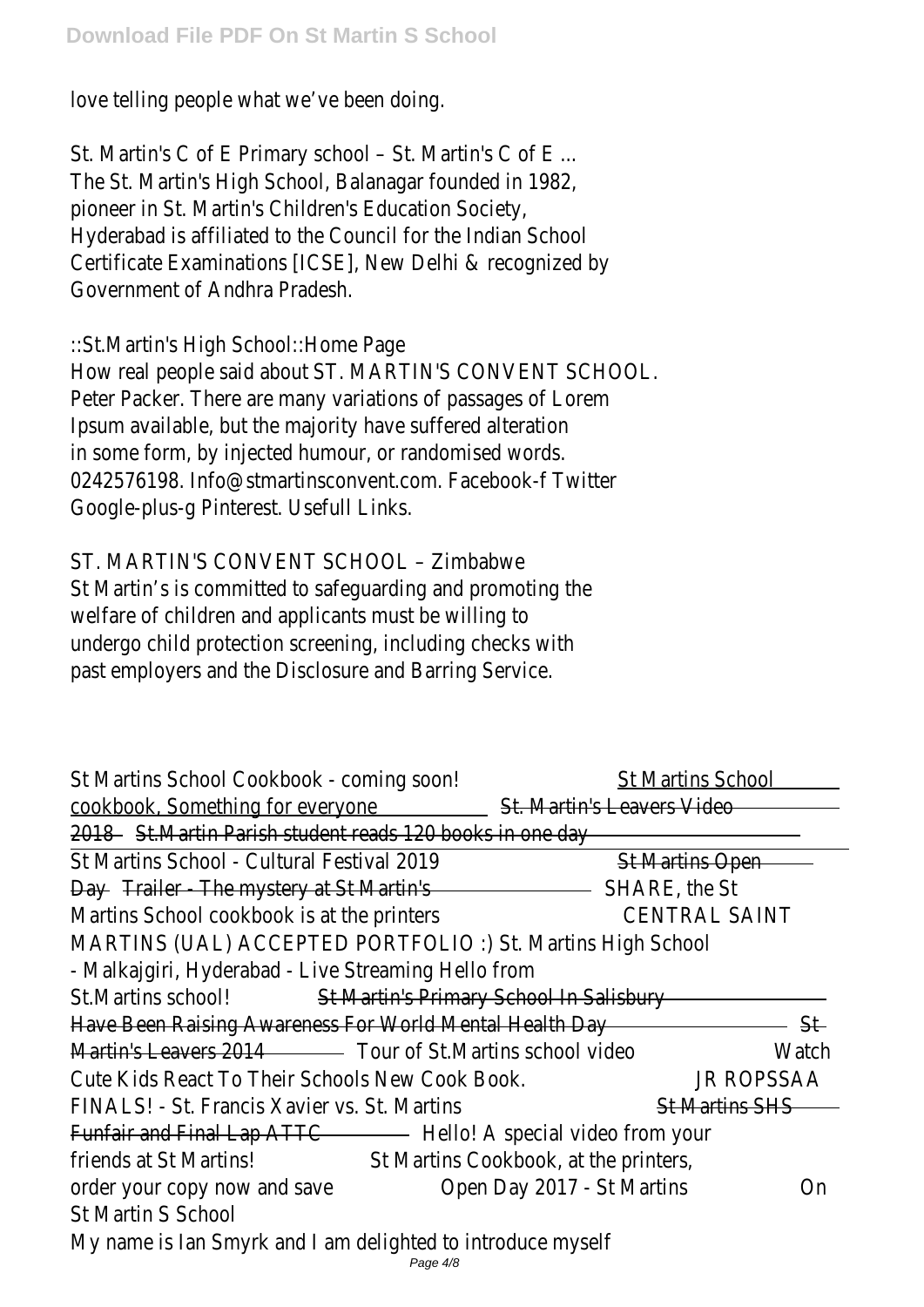love telling people what we've been doing.

St. Martin's C of E Primary school – St. Martin's C of E ...
The St. Martin's High School, Balanagar founded in 1982, pioneer in St. Martin's Children's Education Society, Hyderabad is affiliated to the Council for the Indian School Certificate Examinations [ICSE], New Delhi & recognized by Government of Andhra Pradesh.

::St.Martin's High School::Home Page
How real people said about ST. MARTIN'S CONVENT SCHOOL. Peter Packer. There are many variations of passages of Lorem Ipsum available, but the majority have suffered alteration in some form, by injected humour, or randomised words. 0242576198. Info@stmartinsconvent.com. Facebook-f Twitter Google-plus-g Pinterest. Usefull Links.

ST. MARTIN'S CONVENT SCHOOL – Zimbabwe
St Martin's is committed to safeguarding and promoting the welfare of children and applicants must be willing to undergo child protection screening, including checks with past employers and the Disclosure and Barring Service.

St Martins School Cookbook - coming soon! St Martins School cookbook, Something for everyone St. Martin's Leavers Video 2018 St.Martin Parish student reads 120 books in one day St Martins School - Cultural Festival 2019 St Martins Open Day Trailer - The mystery at St Martin's SHARE, the St Martins School cookbook is at the printers CENTRAL SAINT MARTINS (UAL) ACCEPTED PORTFOLIO :) St. Martins High School - Malkajgiri, Hyderabad - Live Streaming Hello from St.Martins school! St Martin's Primary School In Salisbury Have Been Raising Awareness For World Mental Health Day St Martin's Leavers 2014 Tour of St.Martins school video Watch Cute Kids React To Their Schools New Cook Book. JR ROPSSAA FINALS! - St. Francis Xavier vs. St. Martins St Martins SHS Funfair and Final Lap ATTC Hello! A special video from your friends at St Martins! St Martins Cookbook, at the printers, order your copy now and save Open Day 2017 - St Martins On St Martin S School
My name is Ian Smyrk and I am delighted to introduce myself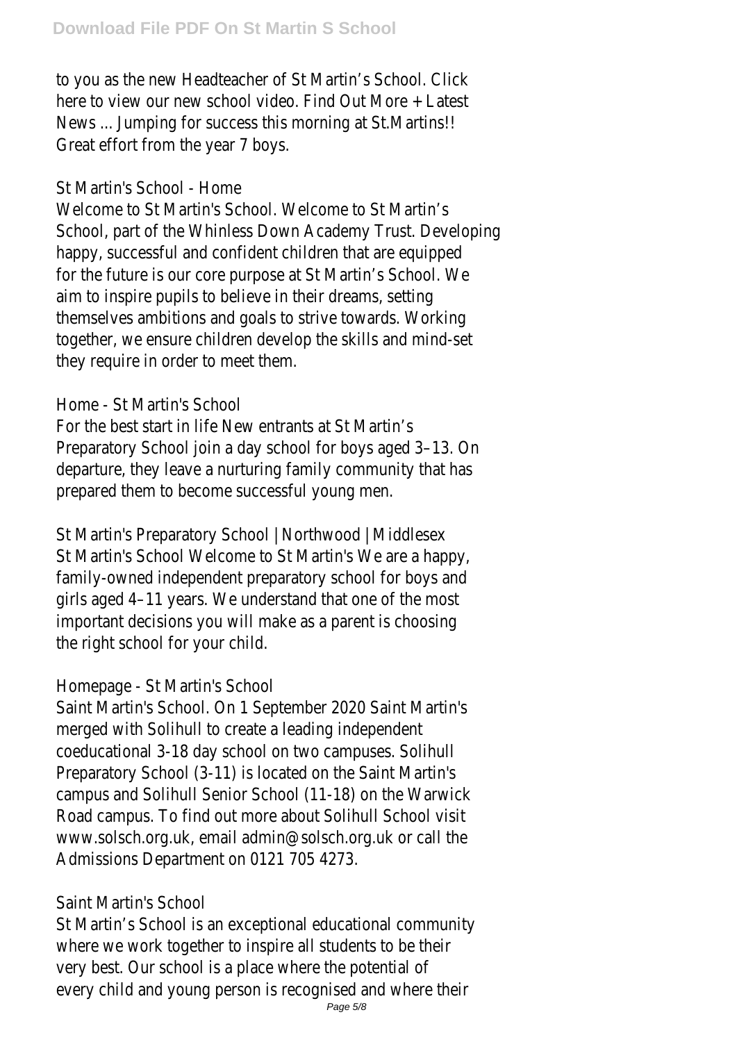to you as the new Headteacher of St Martin's School. Click here to view our new school video. Find Out More + Latest News ... Jumping for success this morning at St.Martins!! Great effort from the year 7 boys.

St Martin's School - Home
Welcome to St Martin's School. Welcome to St Martin's School, part of the Whinless Down Academy Trust. Developing happy, successful and confident children that are equipped for the future is our core purpose at St Martin's School. We aim to inspire pupils to believe in their dreams, setting themselves ambitions and goals to strive towards. Working together, we ensure children develop the skills and mind-set they require in order to meet them.

Home - St Martin's School
For the best start in life New entrants at St Martin's Preparatory School join a day school for boys aged 3–13. On departure, they leave a nurturing family community that has prepared them to become successful young men.

St Martin's Preparatory School | Northwood | Middlesex
St Martin's School Welcome to St Martin's We are a happy, family-owned independent preparatory school for boys and girls aged 4–11 years. We understand that one of the most important decisions you will make as a parent is choosing the right school for your child.

Homepage - St Martin's School
Saint Martin's School. On 1 September 2020 Saint Martin's merged with Solihull to create a leading independent coeducational 3-18 day school on two campuses. Solihull Preparatory School (3-11) is located on the Saint Martin's campus and Solihull Senior School (11-18) on the Warwick Road campus. To find out more about Solihull School visit www.solsch.org.uk, email admin@solsch.org.uk or call the Admissions Department on 0121 705 4273.

Saint Martin's School
St Martin's School is an exceptional educational community where we work together to inspire all students to be their very best. Our school is a place where the potential of every child and young person is recognised and where their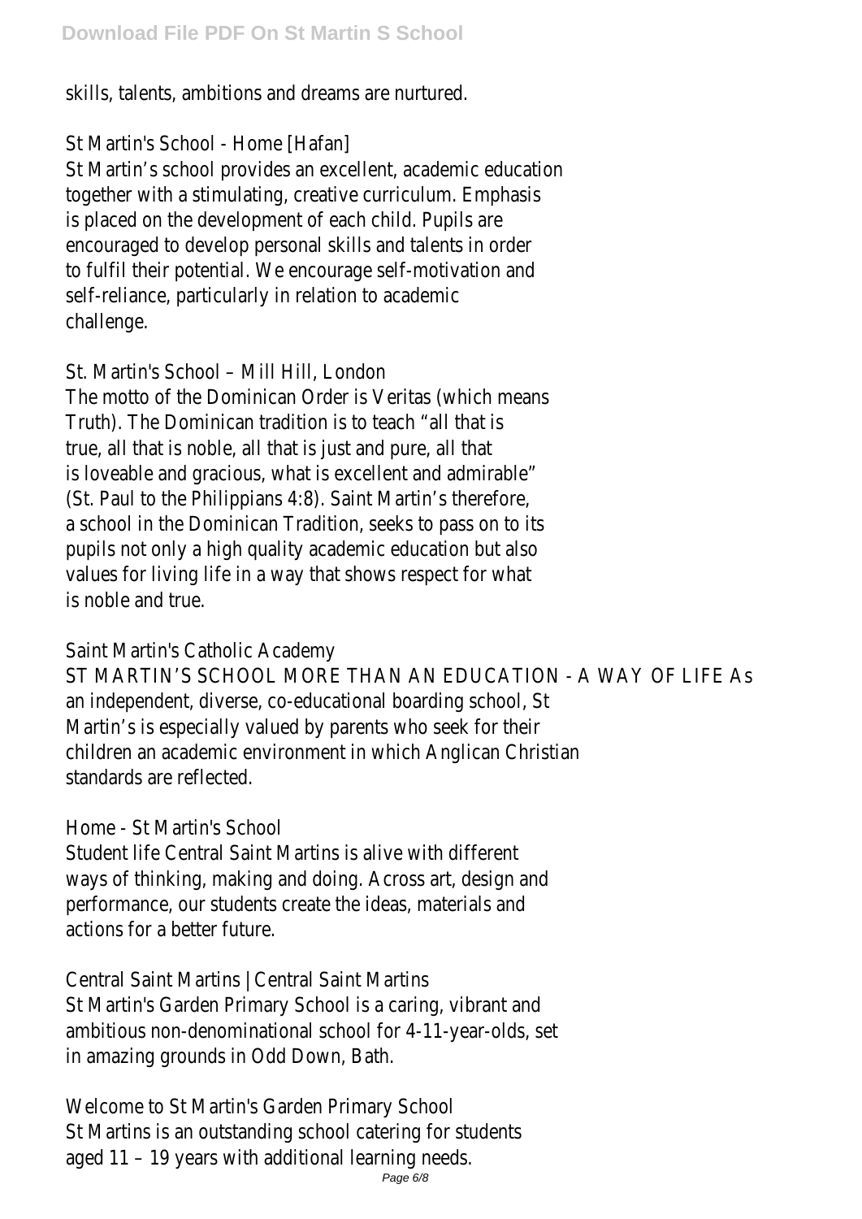skills, talents, ambitions and dreams are nurtured.

St Martin's School - Home [Hafan]

St Martin's school provides an excellent, academic education together with a stimulating, creative curriculum. Emphasis is placed on the development of each child. Pupils are encouraged to develop personal skills and talents in order to fulfil their potential. We encourage self-motivation and self-reliance, particularly in relation to academic challenge.

St. Martin's School – Mill Hill, London

The motto of the Dominican Order is Veritas (which means Truth). The Dominican tradition is to teach "all that is true, all that is noble, all that is just and pure, all that is loveable and gracious, what is excellent and admirable" (St. Paul to the Philippians 4:8). Saint Martin's therefore, a school in the Dominican Tradition, seeks to pass on to its pupils not only a high quality academic education but also values for living life in a way that shows respect for what is noble and true.

Saint Martin's Catholic Academy

ST MARTIN'S SCHOOL MORE THAN AN EDUCATION - A WAY OF LIFE As an independent, diverse, co-educational boarding school, St Martin's is especially valued by parents who seek for their children an academic environment in which Anglican Christian standards are reflected.

Home - St Martin's School

Student life Central Saint Martins is alive with different ways of thinking, making and doing. Across art, design and performance, our students create the ideas, materials and actions for a better future.

Central Saint Martins | Central Saint Martins

St Martin's Garden Primary School is a caring, vibrant and ambitious non-denominational school for 4-11-year-olds, set in amazing grounds in Odd Down, Bath.

Welcome to St Martin's Garden Primary School

St Martins is an outstanding school catering for students aged 11 – 19 years with additional learning needs.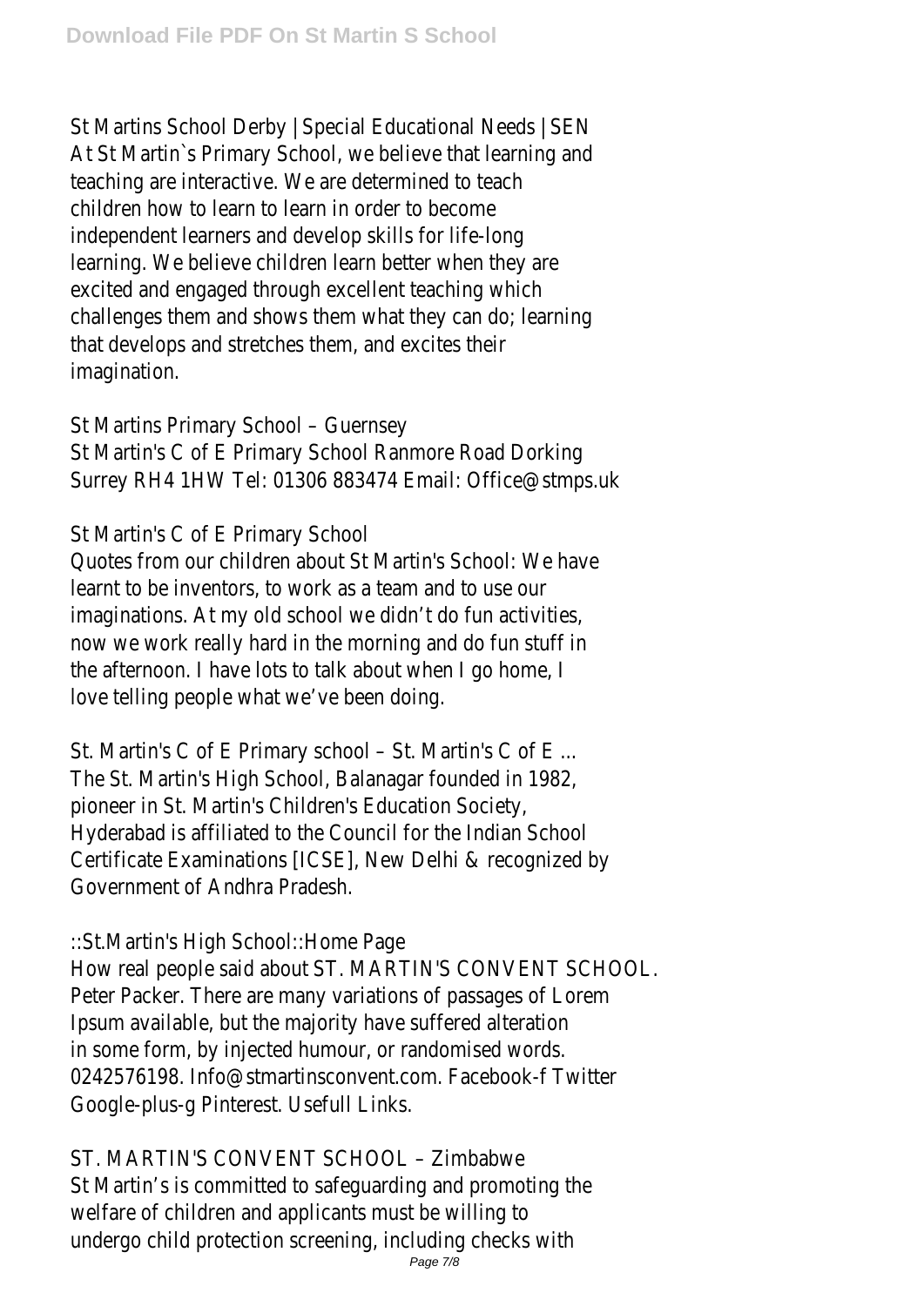St Martins School Derby | Special Educational Needs | SEN
At St Martin`s Primary School, we believe that learning and teaching are interactive. We are determined to teach children how to learn to learn in order to become independent learners and develop skills for life-long learning. We believe children learn better when they are excited and engaged through excellent teaching which challenges them and shows them what they can do; learning that develops and stretches them, and excites their imagination.

St Martins Primary School – Guernsey
St Martin's C of E Primary School Ranmore Road Dorking Surrey RH4 1HW Tel: 01306 883474 Email: Office@stmps.uk

St Martin's C of E Primary School
Quotes from our children about St Martin's School: We have learnt to be inventors, to work as a team and to use our imaginations. At my old school we didn't do fun activities, now we work really hard in the morning and do fun stuff in the afternoon. I have lots to talk about when I go home, I love telling people what we've been doing.

St. Martin's C of E Primary school – St. Martin's C of E ...
The St. Martin's High School, Balanagar founded in 1982, pioneer in St. Martin's Children's Education Society, Hyderabad is affiliated to the Council for the Indian School Certificate Examinations [ICSE], New Delhi & recognized by Government of Andhra Pradesh.

::St.Martin's High School::Home Page
How real people said about ST. MARTIN'S CONVENT SCHOOL. Peter Packer. There are many variations of passages of Lorem Ipsum available, but the majority have suffered alteration in some form, by injected humour, or randomised words. 0242576198. Info@stmartinsconvent.com. Facebook-f Twitter Google-plus-g Pinterest. Usefull Links.

ST. MARTIN'S CONVENT SCHOOL – Zimbabwe
St Martin's is committed to safeguarding and promoting the welfare of children and applicants must be willing to undergo child protection screening, including checks with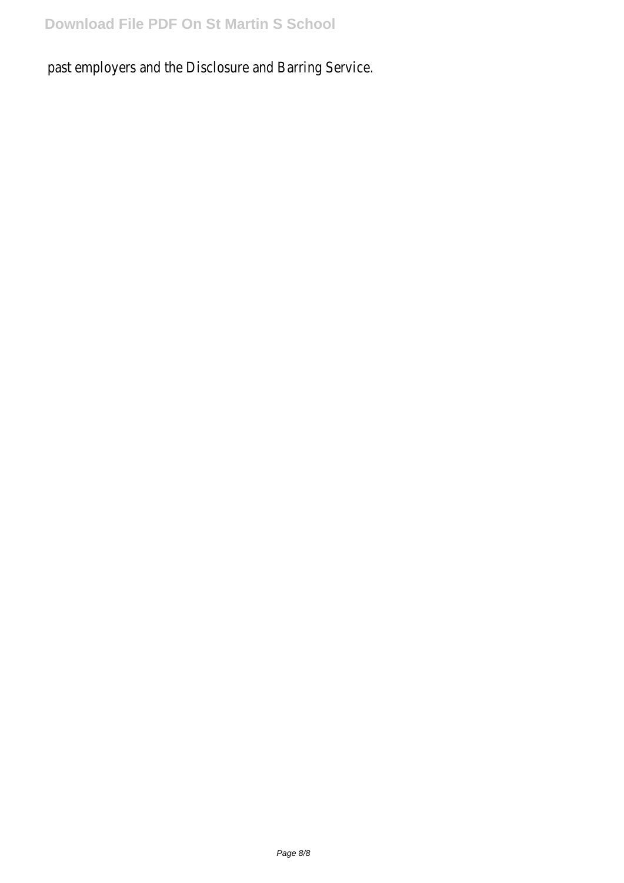past employers and the Disclosure and Barring Service.